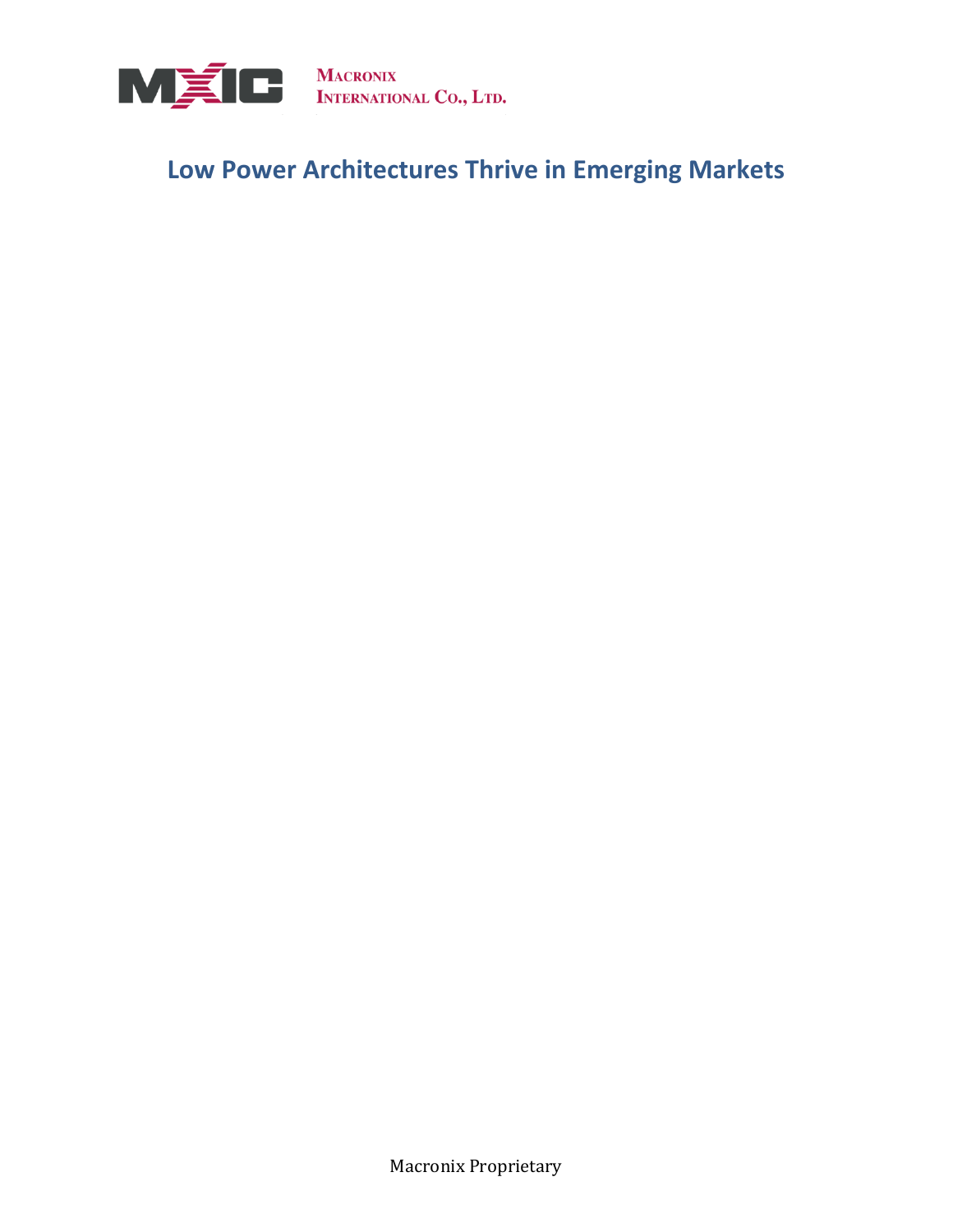Macronix International Co., Ltd.

# Low Power Architectures Thrive in Emerging Markets

Macronix Proprietary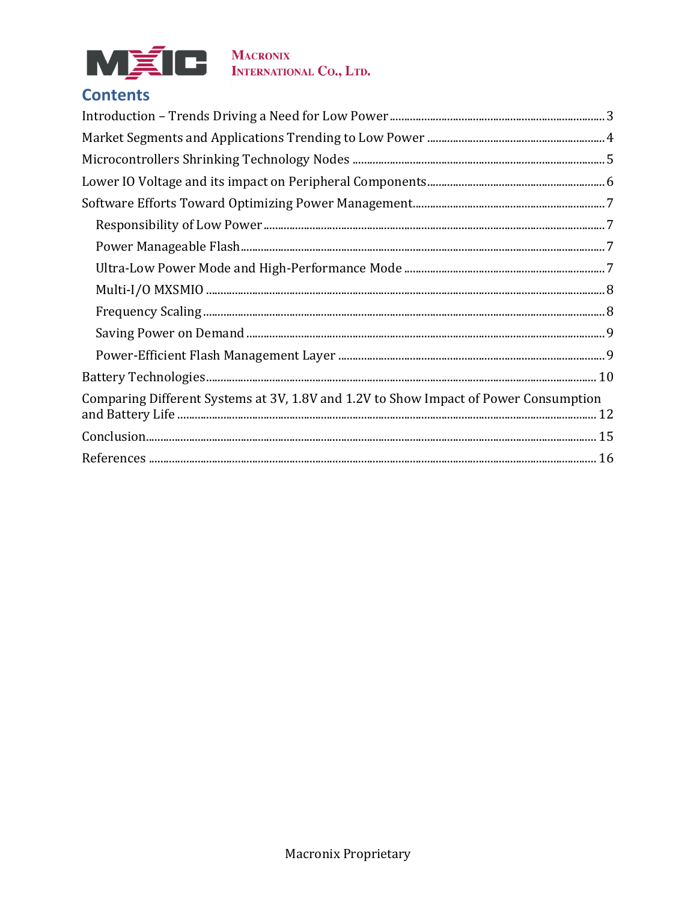## Contents

- Introduction – Trends Driving a Need for Low Power ... 3
- Market Segments and Applications Trending to Low Power ... 4
- Microcontrollers Shrinking Technology Nodes ... 5
- Lower IO Voltage and its impact on Peripheral Components ... 6
- Software Efforts Toward Optimizing Power Management ... 7
  - Responsibility of Low Power ... 7
  - Power Manageable Flash ... 7
  - Ultra-Low Power Mode and High-Performance Mode ... 7
  - Multi-I/O MXSMIO ... 8
  - Frequency Scaling ... 8
  - Saving Power on Demand ... 9
  - Power-Efficient Flash Management Layer ... 9
- Battery Technologies ... 10
- Comparing Different Systems at 3V, 1.8V and 1.2V to Show Impact of Power Consumption and Battery Life ... 12
- Conclusion ... 15
- References ... 16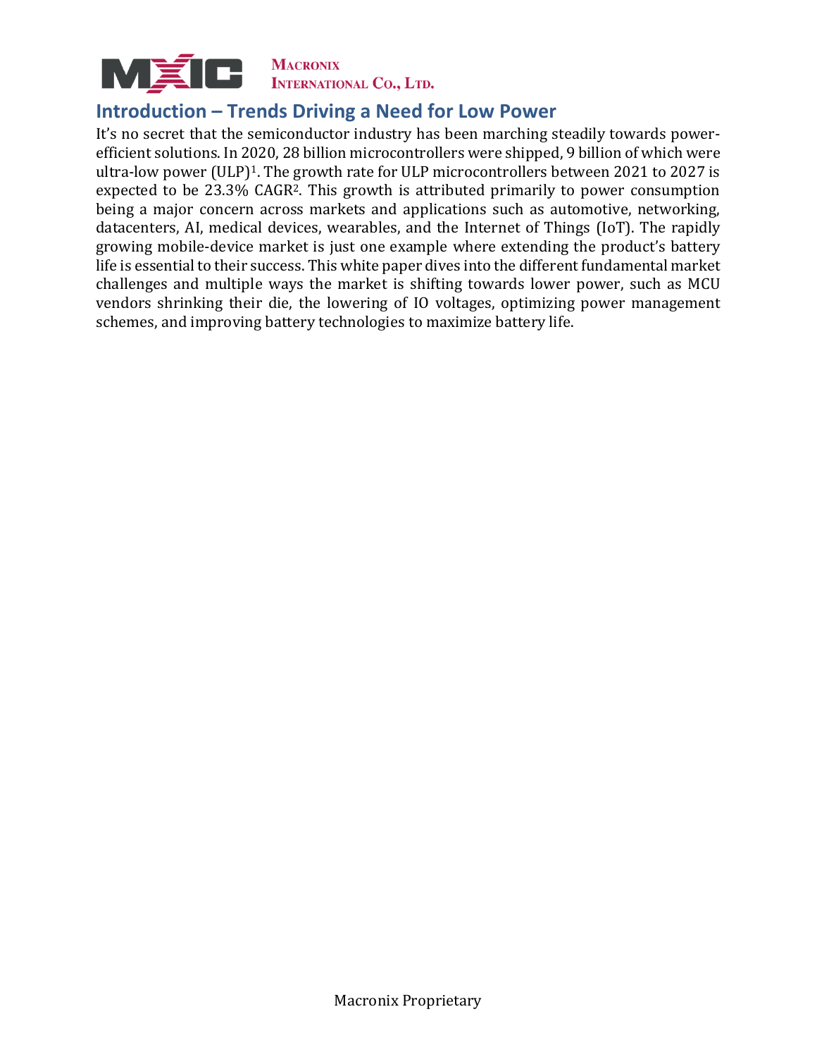## Introduction – Trends Driving a Need for Low Power

It's no secret that the semiconductor industry has been marching steadily towards power-efficient solutions. In 2020, 28 billion microcontrollers were shipped, 9 billion of which were ultra-low power (ULP)[1]. The growth rate for ULP microcontrollers between 2021 to 2027 is expected to be 23.3% CAGR[2]. This growth is attributed primarily to power consumption being a major concern across markets and applications such as automotive, networking, datacenters, AI, medical devices, wearables, and the Internet of Things (IoT). The rapidly growing mobile-device market is just one example where extending the product's battery life is essential to their success. This white paper dives into the different fundamental market challenges and multiple ways the market is shifting towards lower power, such as MCU vendors shrinking their die, the lowering of IO voltages, optimizing power management schemes, and improving battery technologies to maximize battery life.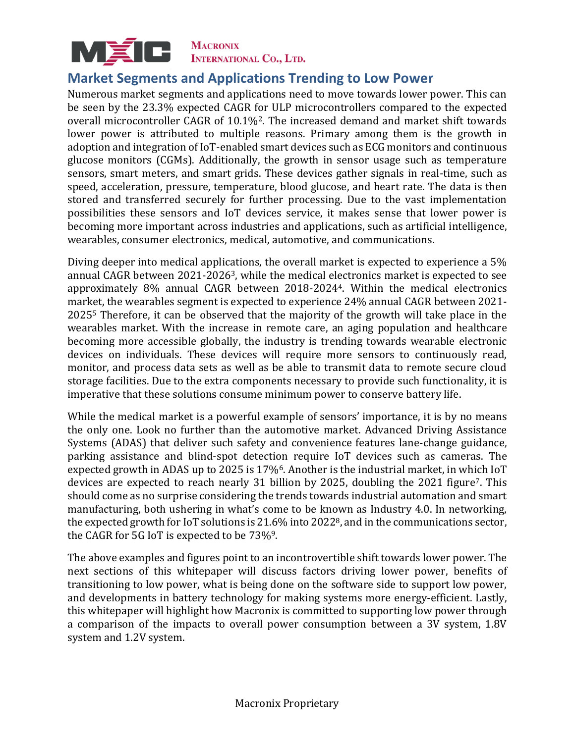## Market Segments and Applications Trending to Low Power

Numerous market segments and applications need to move towards lower power. This can be seen by the 23.3% expected CAGR for ULP microcontrollers compared to the expected overall microcontroller CAGR of 10.1%[2]. The increased demand and market shift towards lower power is attributed to multiple reasons. Primary among them is the growth in adoption and integration of IoT-enabled smart devices such as ECG monitors and continuous glucose monitors (CGMs). Additionally, the growth in sensor usage such as temperature sensors, smart meters, and smart grids. These devices gather signals in real-time, such as speed, acceleration, pressure, temperature, blood glucose, and heart rate. The data is then stored and transferred securely for further processing. Due to the vast implementation possibilities these sensors and IoT devices service, it makes sense that lower power is becoming more important across industries and applications, such as artificial intelligence, wearables, consumer electronics, medical, automotive, and communications.

Diving deeper into medical applications, the overall market is expected to experience a 5% annual CAGR between 2021-2026[3], while the medical electronics market is expected to see approximately 8% annual CAGR between 2018-2024[4]. Within the medical electronics market, the wearables segment is expected to experience 24% annual CAGR between 2021-2025[5] Therefore, it can be observed that the majority of the growth will take place in the wearables market. With the increase in remote care, an aging population and healthcare becoming more accessible globally, the industry is trending towards wearable electronic devices on individuals. These devices will require more sensors to continuously read, monitor, and process data sets as well as be able to transmit data to remote secure cloud storage facilities. Due to the extra components necessary to provide such functionality, it is imperative that these solutions consume minimum power to conserve battery life.

While the medical market is a powerful example of sensors' importance, it is by no means the only one. Look no further than the automotive market. Advanced Driving Assistance Systems (ADAS) that deliver such safety and convenience features lane-change guidance, parking assistance and blind-spot detection require IoT devices such as cameras. The expected growth in ADAS up to 2025 is 17%[6]. Another is the industrial market, in which IoT devices are expected to reach nearly 31 billion by 2025, doubling the 2021 figure[7]. This should come as no surprise considering the trends towards industrial automation and smart manufacturing, both ushering in what's come to be known as Industry 4.0. In networking, the expected growth for IoT solutions is 21.6% into 2022[8], and in the communications sector, the CAGR for 5G IoT is expected to be 73%[9].

The above examples and figures point to an incontrovertible shift towards lower power. The next sections of this whitepaper will discuss factors driving lower power, benefits of transitioning to low power, what is being done on the software side to support low power, and developments in battery technology for making systems more energy-efficient. Lastly, this whitepaper will highlight how Macronix is committed to supporting low power through a comparison of the impacts to overall power consumption between a 3V system, 1.8V system and 1.2V system.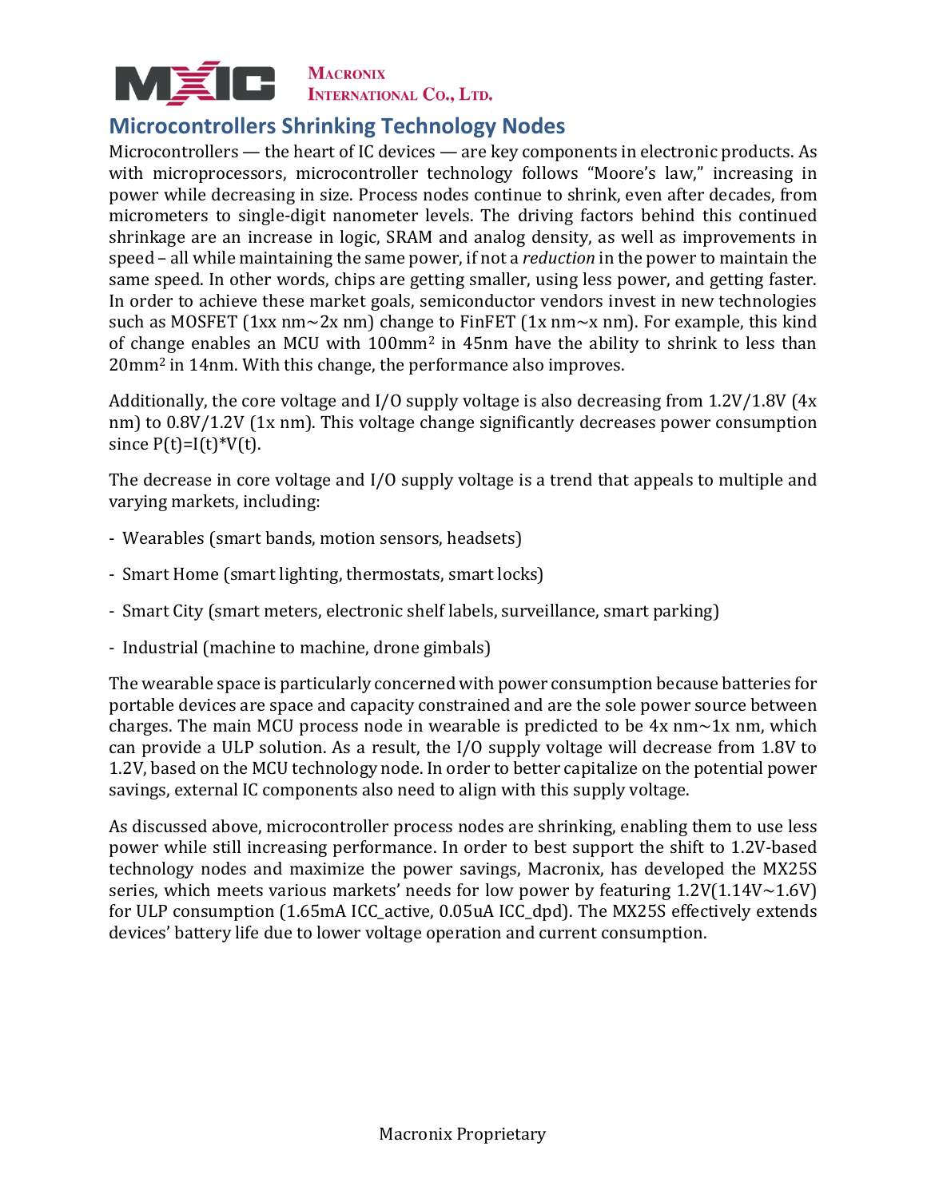## Microcontrollers Shrinking Technology Nodes

Microcontrollers — the heart of IC devices — are key components in electronic products. As with microprocessors, microcontroller technology follows "Moore's law," increasing in power while decreasing in size. Process nodes continue to shrink, even after decades, from micrometers to single-digit nanometer levels. The driving factors behind this continued shrinkage are an increase in logic, SRAM and analog density, as well as improvements in speed – all while maintaining the same power, if not a *reduction* in the power to maintain the same speed. In other words, chips are getting smaller, using less power, and getting faster. In order to achieve these market goals, semiconductor vendors invest in new technologies such as MOSFET (1xx nm~2x nm) change to FinFET (1x nm~x nm). For example, this kind of change enables an MCU with $100mm^2$ in 45nm have the ability to shrink to less than $20mm^2$ in 14nm. With this change, the performance also improves.

Additionally, the core voltage and I/O supply voltage is also decreasing from 1.2V/1.8V (4x nm) to 0.8V/1.2V (1x nm). This voltage change significantly decreases power consumption since $P(t)=I(t)*V(t)$.

The decrease in core voltage and I/O supply voltage is a trend that appeals to multiple and varying markets, including:

- Wearables (smart bands, motion sensors, headsets)
- Smart Home (smart lighting, thermostats, smart locks)
- Smart City (smart meters, electronic shelf labels, surveillance, smart parking)
- Industrial (machine to machine, drone gimbals)

The wearable space is particularly concerned with power consumption because batteries for portable devices are space and capacity constrained and are the sole power source between charges. The main MCU process node in wearable is predicted to be 4x nm~1x nm, which can provide a ULP solution. As a result, the I/O supply voltage will decrease from 1.8V to 1.2V, based on the MCU technology node. In order to better capitalize on the potential power savings, external IC components also need to align with this supply voltage.

As discussed above, microcontroller process nodes are shrinking, enabling them to use less power while still increasing performance. In order to best support the shift to 1.2V-based technology nodes and maximize the power savings, Macronix, has developed the MX25S series, which meets various markets' needs for low power by featuring 1.2V(1.14V~1.6V) for ULP consumption (1.65mA ICC_active, 0.05uA ICC_dpd). The MX25S effectively extends devices' battery life due to lower voltage operation and current consumption.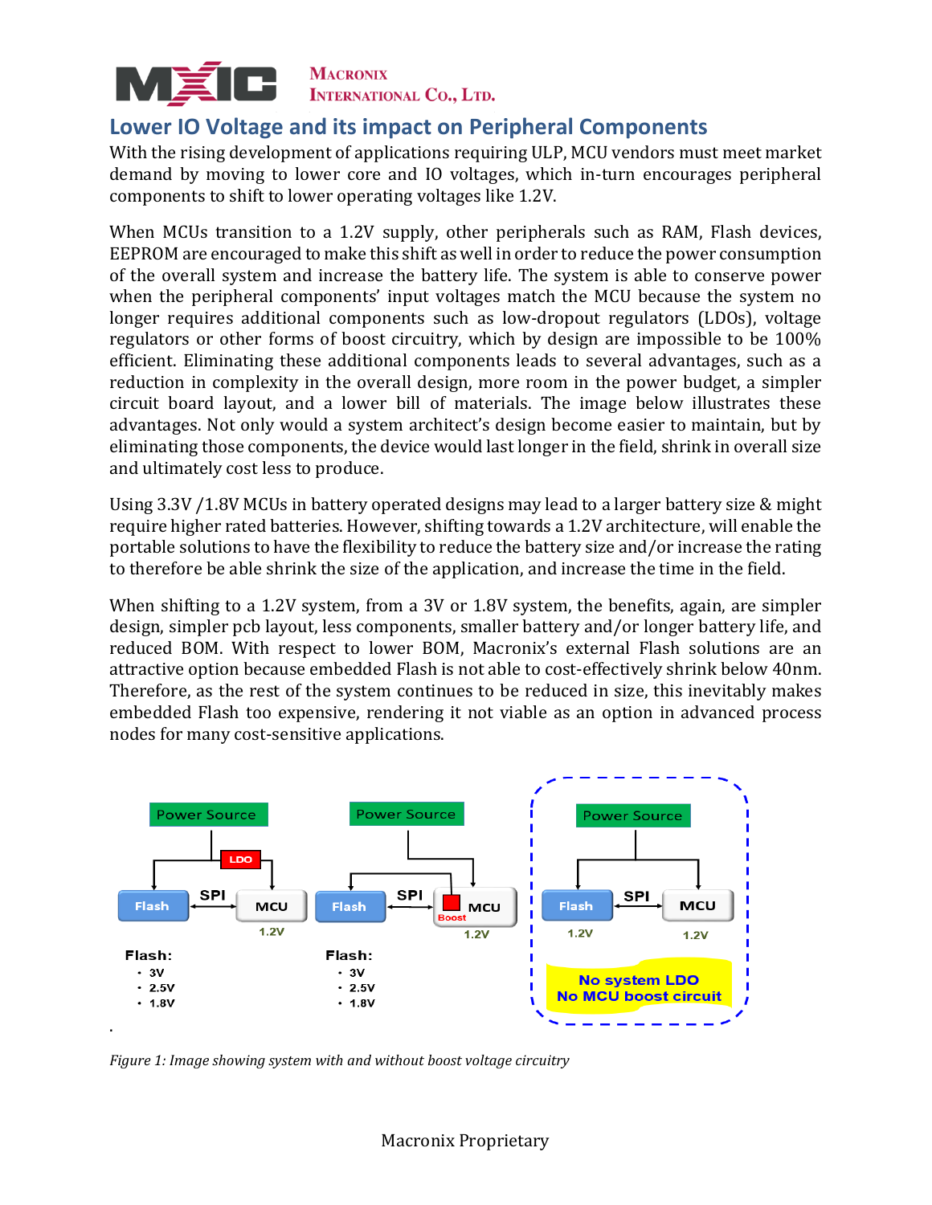## Lower IO Voltage and its impact on Peripheral Components

With the rising development of applications requiring ULP, MCU vendors must meet market demand by moving to lower core and IO voltages, which in-turn encourages peripheral components to shift to lower operating voltages like 1.2V.

When MCUs transition to a 1.2V supply, other peripherals such as RAM, Flash devices, EEPROM are encouraged to make this shift as well in order to reduce the power consumption of the overall system and increase the battery life. The system is able to conserve power when the peripheral components' input voltages match the MCU because the system no longer requires additional components such as low-dropout regulators (LDOs), voltage regulators or other forms of boost circuitry, which by design are impossible to be 100% efficient. Eliminating these additional components leads to several advantages, such as a reduction in complexity in the overall design, more room in the power budget, a simpler circuit board layout, and a lower bill of materials. The image below illustrates these advantages. Not only would a system architect's design become easier to maintain, but by eliminating those components, the device would last longer in the field, shrink in overall size and ultimately cost less to produce.

Using 3.3V /1.8V MCUs in battery operated designs may lead to a larger battery size & might require higher rated batteries. However, shifting towards a 1.2V architecture, will enable the portable solutions to have the flexibility to reduce the battery size and/or increase the rating to therefore be able shrink the size of the application, and increase the time in the field.

When shifting to a 1.2V system, from a 3V or 1.8V system, the benefits, again, are simpler design, simpler pcb layout, less components, smaller battery and/or longer battery life, and reduced BOM. With respect to lower BOM, Macronix's external Flash solutions are an attractive option because embedded Flash is not able to cost-effectively shrink below 40nm. Therefore, as the rest of the system continues to be reduced in size, this inevitably makes embedded Flash too expensive, rendering it not viable as an option in advanced process nodes for many cost-sensitive applications.

Power Source | LDO | Flash | SPI | MCU | 1.2V

Flash:
- 3V
- 2.5V
- 1.8V

Power Source | Flash | SPI | Boost | MCU | 1.2V

Flash:
- 3V
- 2.5V
- 1.8V

Power Source | Flash | SPI | MCU | 1.2V | 1.2V

**No system LDO**
**No MCU boost circuit**

*Figure 1: Image showing system with and without boost voltage circuitry*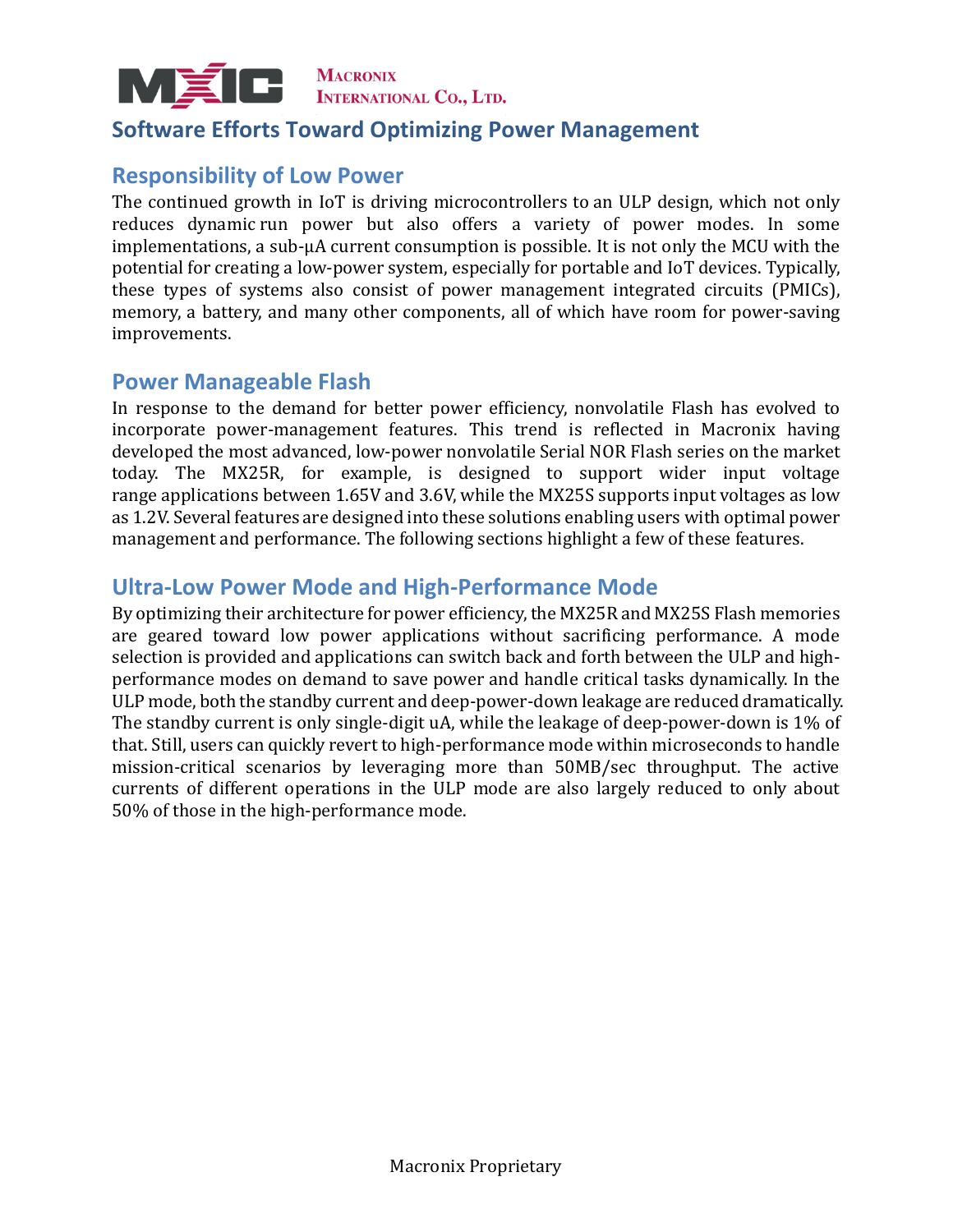# Software Efforts Toward Optimizing Power Management

## Responsibility of Low Power

The continued growth in IoT is driving microcontrollers to an ULP design, which not only reduces dynamic run power but also offers a variety of power modes. In some implementations, a sub-μA current consumption is possible. It is not only the MCU with the potential for creating a low-power system, especially for portable and IoT devices. Typically, these types of systems also consist of power management integrated circuits (PMICs), memory, a battery, and many other components, all of which have room for power-saving improvements.

## Power Manageable Flash

In response to the demand for better power efficiency, nonvolatile Flash has evolved to incorporate power-management features. This trend is reflected in Macronix having developed the most advanced, low-power nonvolatile Serial NOR Flash series on the market today. The MX25R, for example, is designed to support wider input voltage range applications between 1.65V and 3.6V, while the MX25S supports input voltages as low as 1.2V. Several features are designed into these solutions enabling users with optimal power management and performance. The following sections highlight a few of these features.

## Ultra-Low Power Mode and High-Performance Mode

By optimizing their architecture for power efficiency, the MX25R and MX25S Flash memories are geared toward low power applications without sacrificing performance. A mode selection is provided and applications can switch back and forth between the ULP and high-performance modes on demand to save power and handle critical tasks dynamically. In the ULP mode, both the standby current and deep-power-down leakage are reduced dramatically. The standby current is only single-digit uA, while the leakage of deep-power-down is 1% of that. Still, users can quickly revert to high-performance mode within microseconds to handle mission-critical scenarios by leveraging more than 50MB/sec throughput. The active currents of different operations in the ULP mode are also largely reduced to only about 50% of those in the high-performance mode.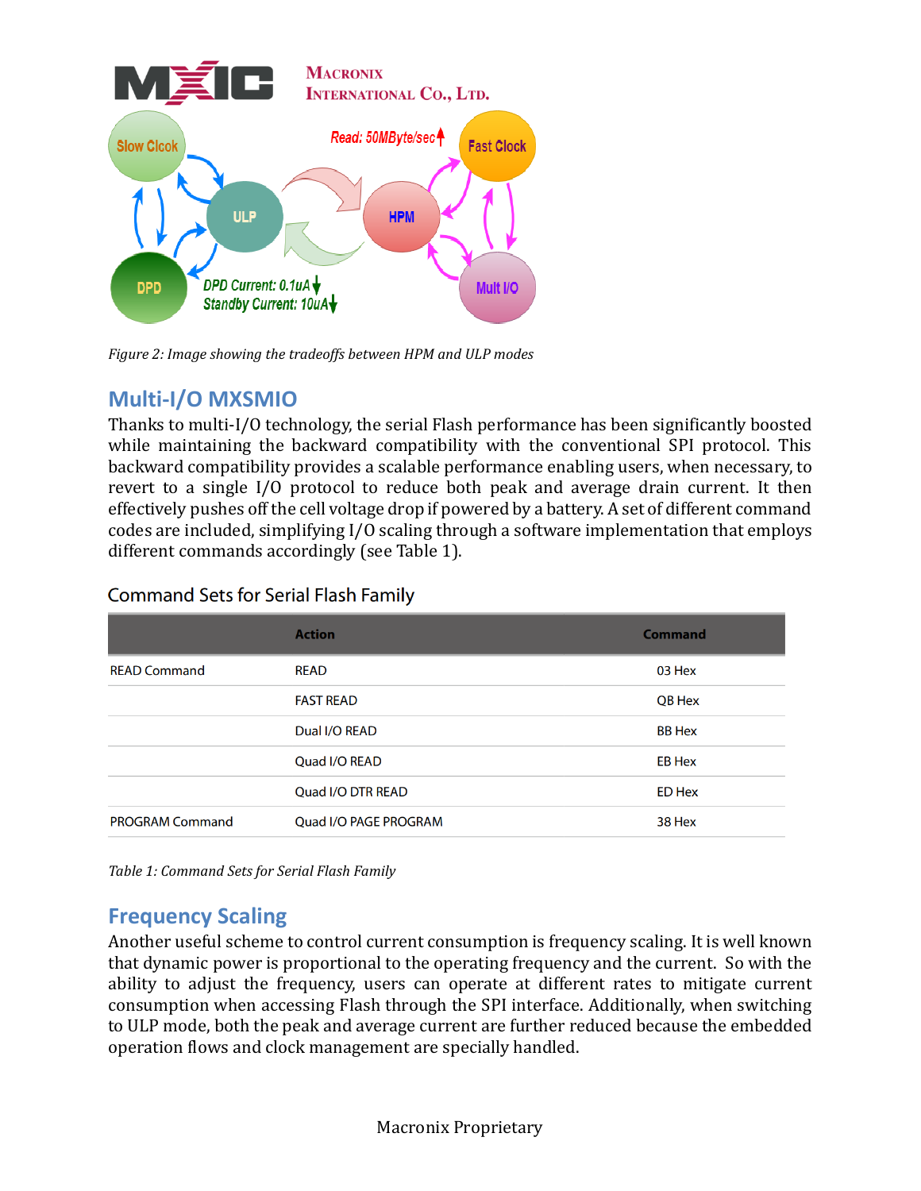Figure 2: Image showing the tradeoffs between HPM and ULP modes

## Multi-I/O MXSMIO

Thanks to multi-I/O technology, the serial Flash performance has been significantly boosted while maintaining the backward compatibility with the conventional SPI protocol. This backward compatibility provides a scalable performance enabling users, when necessary, to revert to a single I/O protocol to reduce both peak and average drain current. It then effectively pushes off the cell voltage drop if powered by a battery. A set of different command codes are included, simplifying I/O scaling through a software implementation that employs different commands accordingly (see Table 1).

### Command Sets for Serial Flash Family

| | Action | Command |
|---|---|---|
| READ Command | READ | 03 Hex |
| | FAST READ | QB Hex |
| | Dual I/O READ | BB Hex |
| | Quad I/O READ | EB Hex |
| | Quad I/O DTR READ | ED Hex |
| PROGRAM Command | Quad I/O PAGE PROGRAM | 38 Hex |

*Table 1: Command Sets for Serial Flash Family*

## Frequency Scaling

Another useful scheme to control current consumption is frequency scaling. It is well known that dynamic power is proportional to the operating frequency and the current. So with the ability to adjust the frequency, users can operate at different rates to mitigate current consumption when accessing Flash through the SPI interface. Additionally, when switching to ULP mode, both the peak and average current are further reduced because the embedded operation flows and clock management are specially handled.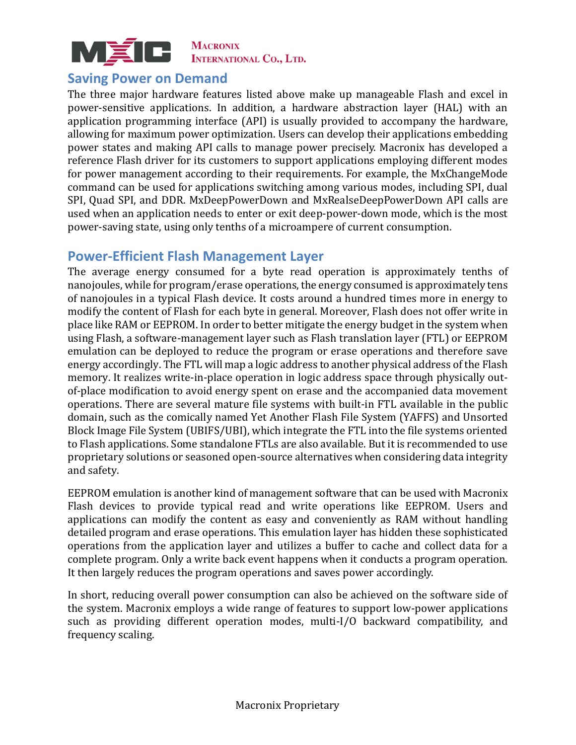## Saving Power on Demand

The three major hardware features listed above make up manageable Flash and excel in power-sensitive applications. In addition, a hardware abstraction layer (HAL) with an application programming interface (API) is usually provided to accompany the hardware, allowing for maximum power optimization. Users can develop their applications embedding power states and making API calls to manage power precisely. Macronix has developed a reference Flash driver for its customers to support applications employing different modes for power management according to their requirements. For example, the MxChangeMode command can be used for applications switching among various modes, including SPI, dual SPI, Quad SPI, and DDR. MxDeepPowerDown and MxRealseDeepPowerDown API calls are used when an application needs to enter or exit deep-power-down mode, which is the most power-saving state, using only tenths of a microampere of current consumption.

## Power-Efficient Flash Management Layer

The average energy consumed for a byte read operation is approximately tenths of nanojoules, while for program/erase operations, the energy consumed is approximately tens of nanojoules in a typical Flash device. It costs around a hundred times more in energy to modify the content of Flash for each byte in general. Moreover, Flash does not offer write in place like RAM or EEPROM. In order to better mitigate the energy budget in the system when using Flash, a software-management layer such as Flash translation layer (FTL) or EEPROM emulation can be deployed to reduce the program or erase operations and therefore save energy accordingly. The FTL will map a logic address to another physical address of the Flash memory. It realizes write-in-place operation in logic address space through physically out-of-place modification to avoid energy spent on erase and the accompanied data movement operations. There are several mature file systems with built-in FTL available in the public domain, such as the comically named Yet Another Flash File System (YAFFS) and Unsorted Block Image File System (UBIFS/UBI), which integrate the FTL into the file systems oriented to Flash applications. Some standalone FTLs are also available. But it is recommended to use proprietary solutions or seasoned open-source alternatives when considering data integrity and safety.

EEPROM emulation is another kind of management software that can be used with Macronix Flash devices to provide typical read and write operations like EEPROM. Users and applications can modify the content as easy and conveniently as RAM without handling detailed program and erase operations. This emulation layer has hidden these sophisticated operations from the application layer and utilizes a buffer to cache and collect data for a complete program. Only a write back event happens when it conducts a program operation. It then largely reduces the program operations and saves power accordingly.

In short, reducing overall power consumption can also be achieved on the software side of the system. Macronix employs a wide range of features to support low-power applications such as providing different operation modes, multi-I/O backward compatibility, and frequency scaling.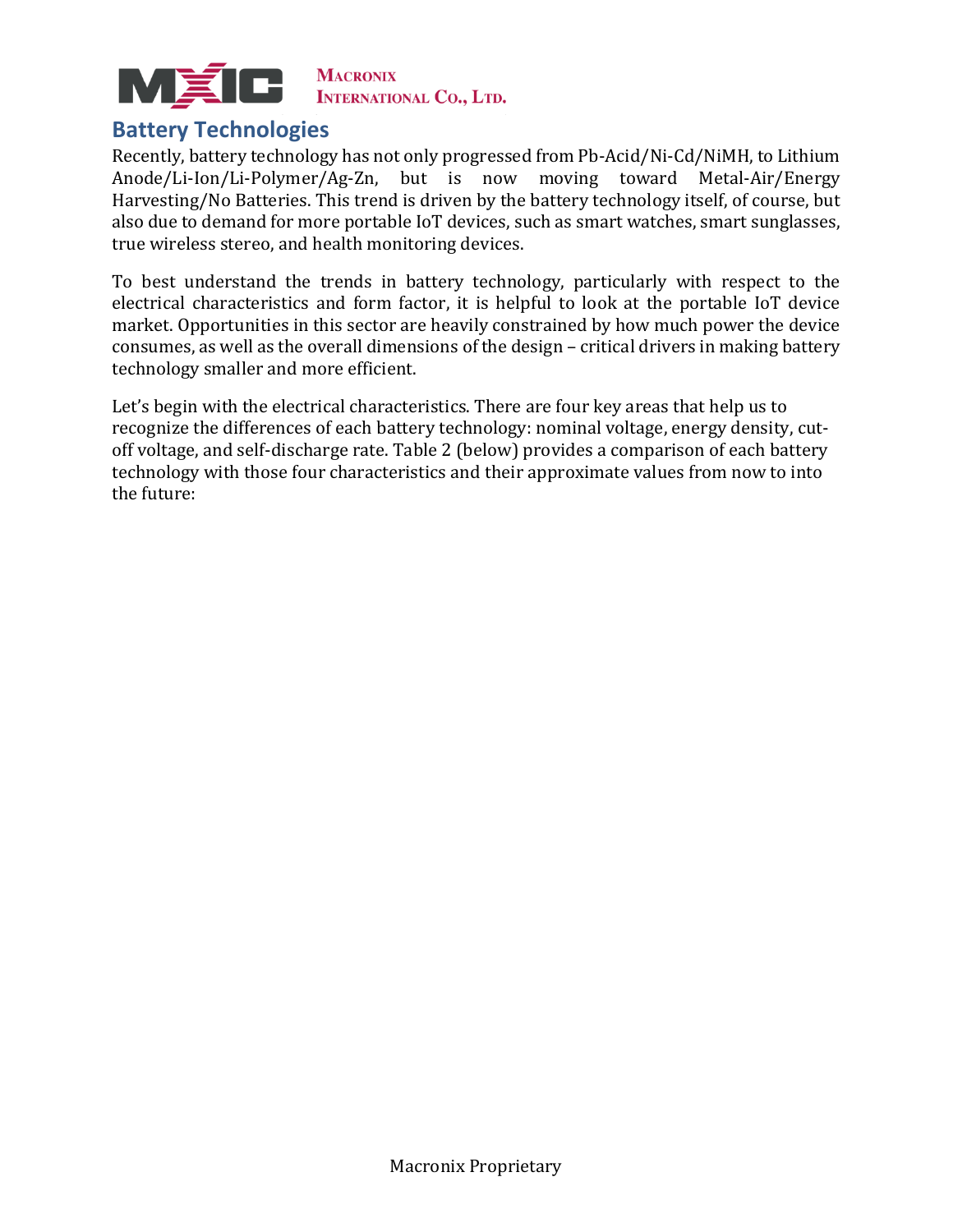## Battery Technologies

Recently, battery technology has not only progressed from Pb-Acid/Ni-Cd/NiMH, to Lithium Anode/Li-Ion/Li-Polymer/Ag-Zn, but is now moving toward Metal-Air/Energy Harvesting/No Batteries. This trend is driven by the battery technology itself, of course, but also due to demand for more portable IoT devices, such as smart watches, smart sunglasses, true wireless stereo, and health monitoring devices.

To best understand the trends in battery technology, particularly with respect to the electrical characteristics and form factor, it is helpful to look at the portable IoT device market. Opportunities in this sector are heavily constrained by how much power the device consumes, as well as the overall dimensions of the design – critical drivers in making battery technology smaller and more efficient.

Let's begin with the electrical characteristics. There are four key areas that help us to recognize the differences of each battery technology: nominal voltage, energy density, cut-off voltage, and self-discharge rate. Table 2 (below) provides a comparison of each battery technology with those four characteristics and their approximate values from now to into the future: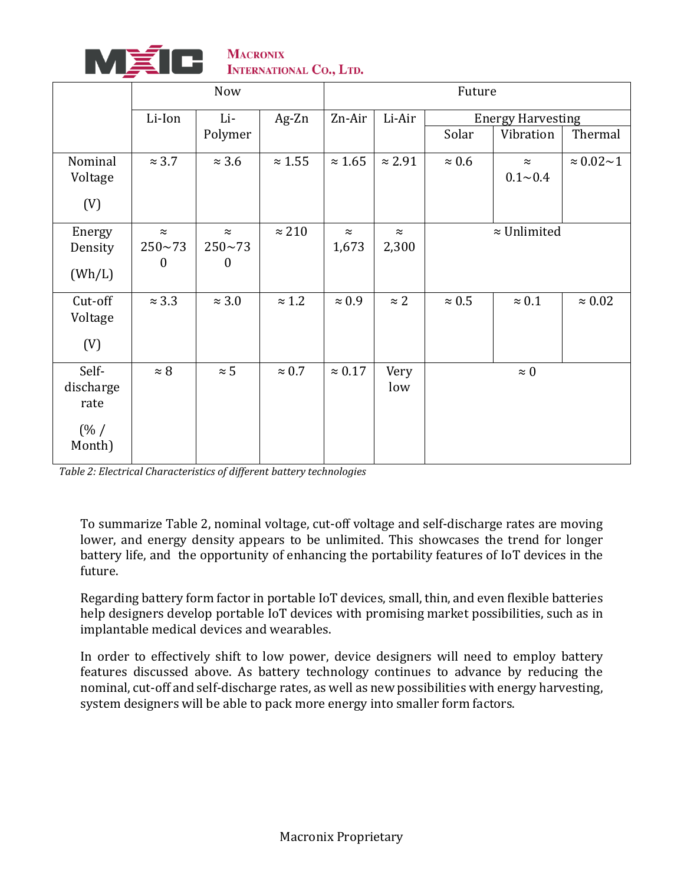| | Now | | | Future | | | | |
|---|---|---|---|---|---|---|---|---|
| | Li-Ion | Li-Polymer | Ag-Zn | Zn-Air | Li-Air | Energy Harvesting | | |
| | | | | | | Solar | Vibration | Thermal |
| Nominal Voltage (V) | ≈ 3.7 | ≈ 3.6 | ≈ 1.55 | ≈ 1.65 | ≈ 2.91 | ≈ 0.6 | ≈ 0.1~0.4 | ≈ 0.02~1 |
| Energy Density (Wh/L) | ≈ 250~730 | ≈ 250~730 | ≈ 210 | ≈ 1,673 | ≈ 2,300 | ≈ Unlimited | | |
| Cut-off Voltage (V) | ≈ 3.3 | ≈ 3.0 | ≈ 1.2 | ≈ 0.9 | ≈ 2 | ≈ 0.5 | ≈ 0.1 | ≈ 0.02 |
| Self-discharge rate (% / Month) | ≈ 8 | ≈ 5 | ≈ 0.7 | ≈ 0.17 | Very low | ≈ 0 | | |

*Table 2: Electrical Characteristics of different battery technologies*

To summarize Table 2, nominal voltage, cut-off voltage and self-discharge rates are moving lower, and energy density appears to be unlimited. This showcases the trend for longer battery life, and the opportunity of enhancing the portability features of IoT devices in the future.

Regarding battery form factor in portable IoT devices, small, thin, and even flexible batteries help designers develop portable IoT devices with promising market possibilities, such as in implantable medical devices and wearables.

In order to effectively shift to low power, device designers will need to employ battery features discussed above. As battery technology continues to advance by reducing the nominal, cut-off and self-discharge rates, as well as new possibilities with energy harvesting, system designers will be able to pack more energy into smaller form factors.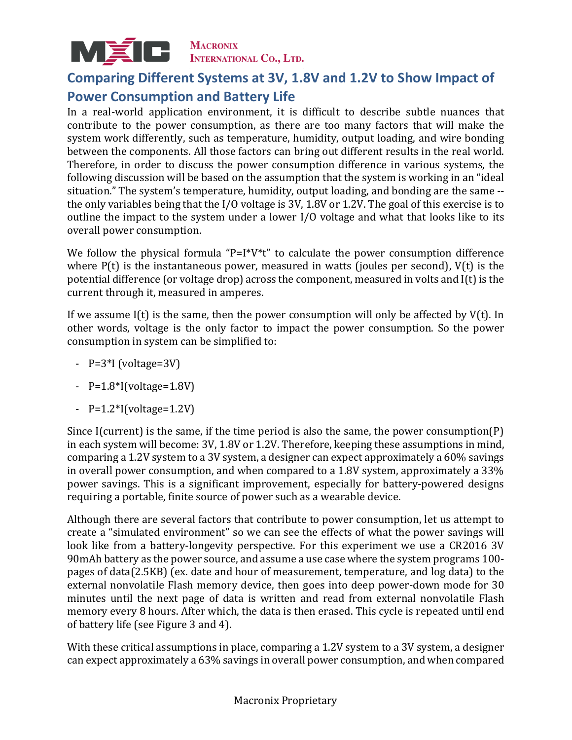## Comparing Different Systems at 3V, 1.8V and 1.2V to Show Impact of Power Consumption and Battery Life

In a real-world application environment, it is difficult to describe subtle nuances that contribute to the power consumption, as there are too many factors that will make the system work differently, such as temperature, humidity, output loading, and wire bonding between the components. All those factors can bring out different results in the real world. Therefore, in order to discuss the power consumption difference in various systems, the following discussion will be based on the assumption that the system is working in an "ideal situation." The system's temperature, humidity, output loading, and bonding are the same -- the only variables being that the I/O voltage is 3V, 1.8V or 1.2V. The goal of this exercise is to outline the impact to the system under a lower I/O voltage and what that looks like to its overall power consumption.

We follow the physical formula "P=I*V*t" to calculate the power consumption difference where P(t) is the instantaneous power, measured in watts (joules per second), V(t) is the potential difference (or voltage drop) across the component, measured in volts and I(t) is the current through it, measured in amperes.

If we assume I(t) is the same, then the power consumption will only be affected by V(t). In other words, voltage is the only factor to impact the power consumption. So the power consumption in system can be simplified to:

- P=3*I (voltage=3V)
- P=1.8*I(voltage=1.8V)
- P=1.2*I(voltage=1.2V)

Since I(current) is the same, if the time period is also the same, the power consumption(P) in each system will become: 3V, 1.8V or 1.2V. Therefore, keeping these assumptions in mind, comparing a 1.2V system to a 3V system, a designer can expect approximately a 60% savings in overall power consumption, and when compared to a 1.8V system, approximately a 33% power savings. This is a significant improvement, especially for battery-powered designs requiring a portable, finite source of power such as a wearable device.

Although there are several factors that contribute to power consumption, let us attempt to create a "simulated environment" so we can see the effects of what the power savings will look like from a battery-longevity perspective. For this experiment we use a CR2016 3V 90mAh battery as the power source, and assume a use case where the system programs 100-pages of data(2.5KB) (ex. date and hour of measurement, temperature, and log data) to the external nonvolatile Flash memory device, then goes into deep power-down mode for 30 minutes until the next page of data is written and read from external nonvolatile Flash memory every 8 hours. After which, the data is then erased. This cycle is repeated until end of battery life (see Figure 3 and 4).

With these critical assumptions in place, comparing a 1.2V system to a 3V system, a designer can expect approximately a 63% savings in overall power consumption, and when compared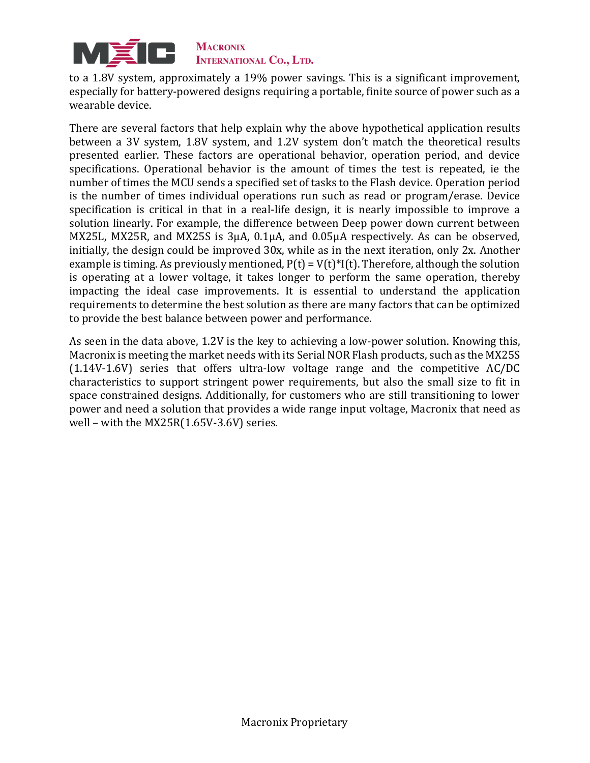to a 1.8V system, approximately a 19% power savings. This is a significant improvement, especially for battery-powered designs requiring a portable, finite source of power such as a wearable device.

There are several factors that help explain why the above hypothetical application results between a 3V system, 1.8V system, and 1.2V system don't match the theoretical results presented earlier. These factors are operational behavior, operation period, and device specifications. Operational behavior is the amount of times the test is repeated, ie the number of times the MCU sends a specified set of tasks to the Flash device. Operation period is the number of times individual operations run such as read or program/erase. Device specification is critical in that in a real-life design, it is nearly impossible to improve a solution linearly. For example, the difference between Deep power down current between MX25L, MX25R, and MX25S is 3μA, 0.1μA, and 0.05μA respectively. As can be observed, initially, the design could be improved 30x, while as in the next iteration, only 2x. Another example is timing. As previously mentioned, $P(t) = V(t)*I(t)$. Therefore, although the solution is operating at a lower voltage, it takes longer to perform the same operation, thereby impacting the ideal case improvements. It is essential to understand the application requirements to determine the best solution as there are many factors that can be optimized to provide the best balance between power and performance.

As seen in the data above, 1.2V is the key to achieving a low-power solution. Knowing this, Macronix is meeting the market needs with its Serial NOR Flash products, such as the MX25S (1.14V-1.6V) series that offers ultra-low voltage range and the competitive AC/DC characteristics to support stringent power requirements, but also the small size to fit in space constrained designs. Additionally, for customers who are still transitioning to lower power and need a solution that provides a wide range input voltage, Macronix that need as well – with the MX25R(1.65V-3.6V) series.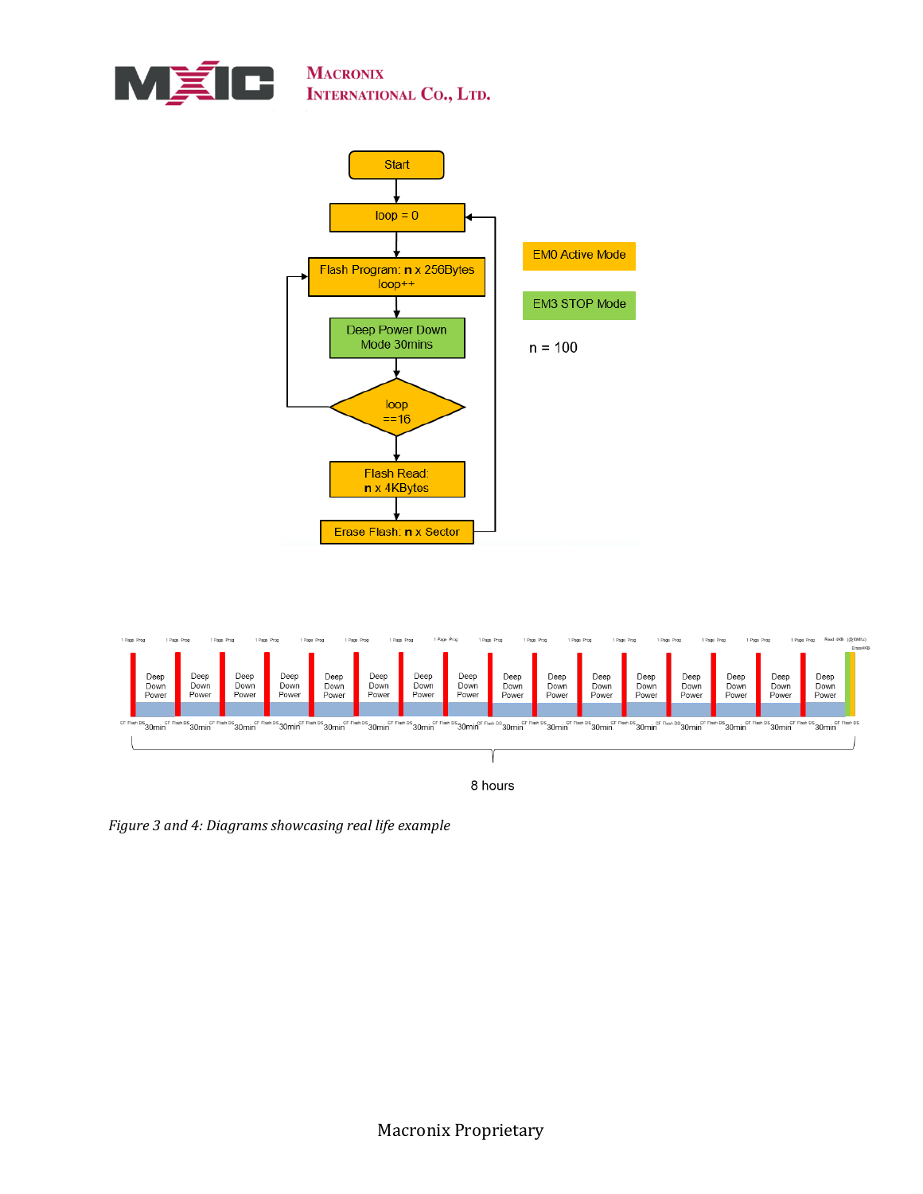Start

loop = 0

Flash Program: **n** x 256Bytes
loop++

Deep Power Down Mode 30mins

loop ==16

Flash Read: **n** x 4KBytes

Erase Flash: **n** x Sector

EM0 Active Mode

EM3 STOP Mode

n = 100

8 hours

*Figure 3 and 4: Diagrams showcasing real life example*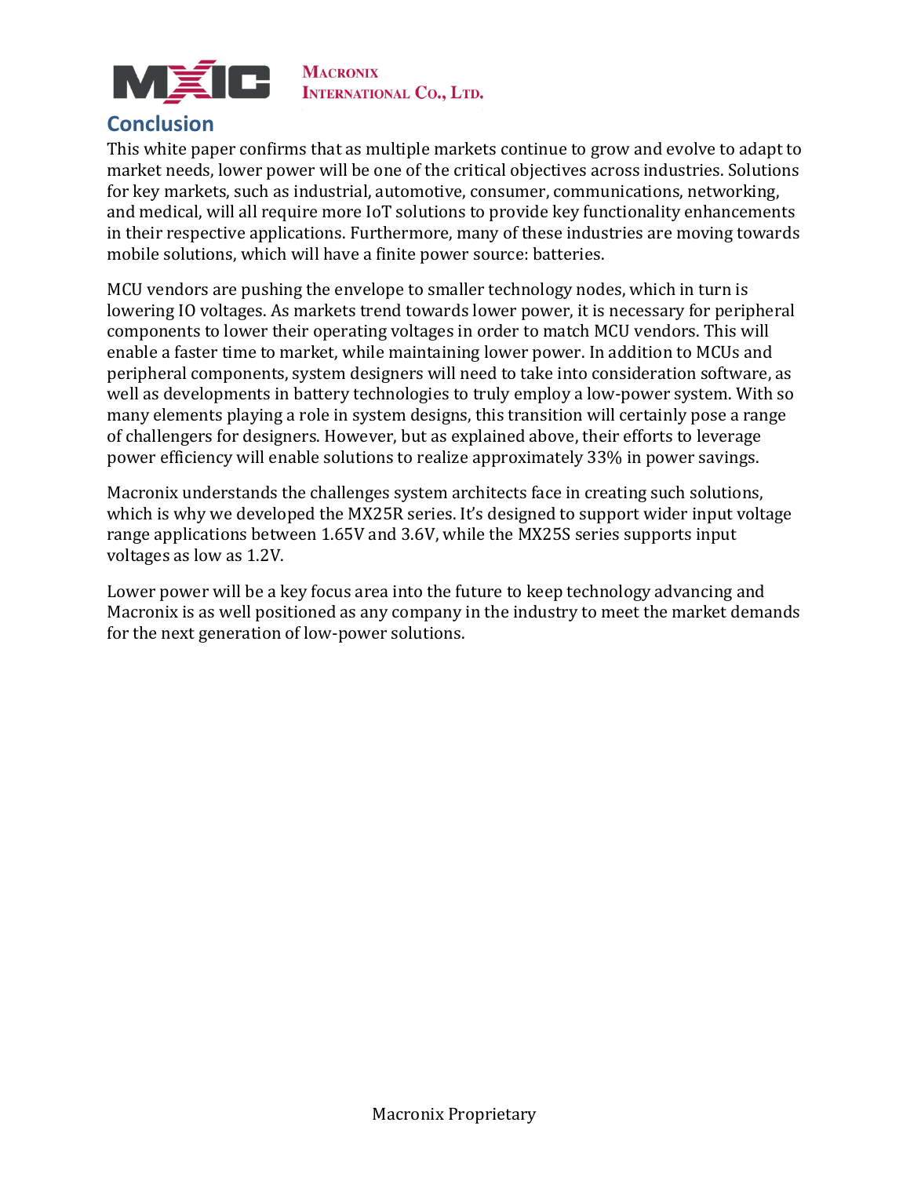## Conclusion

This white paper confirms that as multiple markets continue to grow and evolve to adapt to market needs, lower power will be one of the critical objectives across industries. Solutions for key markets, such as industrial, automotive, consumer, communications, networking, and medical, will all require more IoT solutions to provide key functionality enhancements in their respective applications. Furthermore, many of these industries are moving towards mobile solutions, which will have a finite power source: batteries.

MCU vendors are pushing the envelope to smaller technology nodes, which in turn is lowering IO voltages. As markets trend towards lower power, it is necessary for peripheral components to lower their operating voltages in order to match MCU vendors. This will enable a faster time to market, while maintaining lower power. In addition to MCUs and peripheral components, system designers will need to take into consideration software, as well as developments in battery technologies to truly employ a low-power system. With so many elements playing a role in system designs, this transition will certainly pose a range of challengers for designers. However, but as explained above, their efforts to leverage power efficiency will enable solutions to realize approximately 33% in power savings.

Macronix understands the challenges system architects face in creating such solutions, which is why we developed the MX25R series. It's designed to support wider input voltage range applications between 1.65V and 3.6V, while the MX25S series supports input voltages as low as 1.2V.

Lower power will be a key focus area into the future to keep technology advancing and Macronix is as well positioned as any company in the industry to meet the market demands for the next generation of low-power solutions.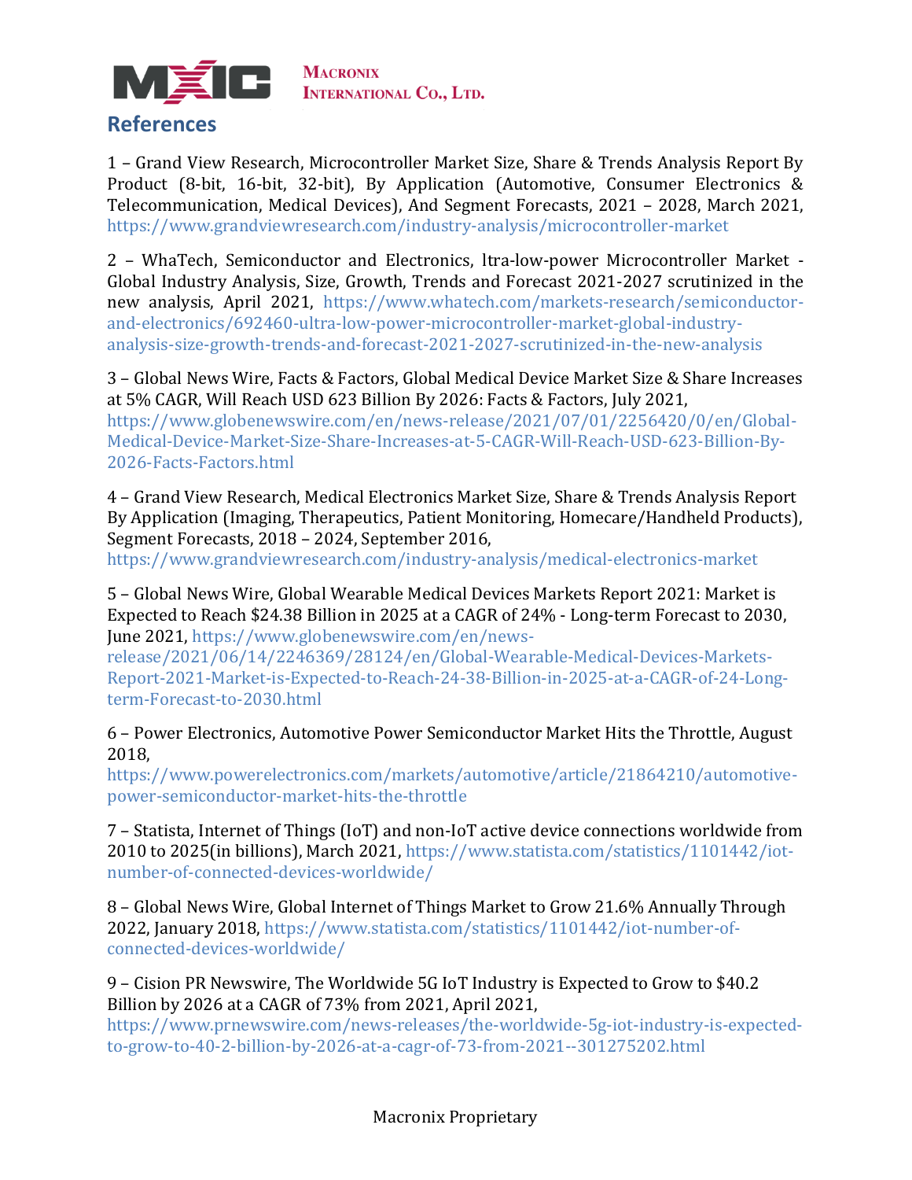## References

1 – Grand View Research, Microcontroller Market Size, Share & Trends Analysis Report By Product (8-bit, 16-bit, 32-bit), By Application (Automotive, Consumer Electronics & Telecommunication, Medical Devices), And Segment Forecasts, 2021 – 2028, March 2021, https://www.grandviewresearch.com/industry-analysis/microcontroller-market

2 – WhaTech, Semiconductor and Electronics, ltra-low-power Microcontroller Market - Global Industry Analysis, Size, Growth, Trends and Forecast 2021-2027 scrutinized in the new analysis, April 2021, https://www.whatech.com/markets-research/semiconductor-and-electronics/692460-ultra-low-power-microcontroller-market-global-industry-analysis-size-growth-trends-and-forecast-2021-2027-scrutinized-in-the-new-analysis

3 – Global News Wire, Facts & Factors, Global Medical Device Market Size & Share Increases at 5% CAGR, Will Reach USD 623 Billion By 2026: Facts & Factors, July 2021, https://www.globenewswire.com/en/news-release/2021/07/01/2256420/0/en/Global-Medical-Device-Market-Size-Share-Increases-at-5-CAGR-Will-Reach-USD-623-Billion-By-2026-Facts-Factors.html

4 – Grand View Research, Medical Electronics Market Size, Share & Trends Analysis Report By Application (Imaging, Therapeutics, Patient Monitoring, Homecare/Handheld Products), Segment Forecasts, 2018 – 2024, September 2016, https://www.grandviewresearch.com/industry-analysis/medical-electronics-market

5 – Global News Wire, Global Wearable Medical Devices Markets Report 2021: Market is Expected to Reach $24.38 Billion in 2025 at a CAGR of 24% - Long-term Forecast to 2030, June 2021, https://www.globenewswire.com/en/news-release/2021/06/14/2246369/28124/en/Global-Wearable-Medical-Devices-Markets-Report-2021-Market-is-Expected-to-Reach-24-38-Billion-in-2025-at-a-CAGR-of-24-Long-term-Forecast-to-2030.html

6 – Power Electronics, Automotive Power Semiconductor Market Hits the Throttle, August 2018, https://www.powerelectronics.com/markets/automotive/article/21864210/automotive-power-semiconductor-market-hits-the-throttle

7 – Statista, Internet of Things (IoT) and non-IoT active device connections worldwide from 2010 to 2025(in billions), March 2021, https://www.statista.com/statistics/1101442/iot-number-of-connected-devices-worldwide/

8 – Global News Wire, Global Internet of Things Market to Grow 21.6% Annually Through 2022, January 2018, https://www.statista.com/statistics/1101442/iot-number-of-connected-devices-worldwide/

9 – Cision PR Newswire, The Worldwide 5G IoT Industry is Expected to Grow to $40.2 Billion by 2026 at a CAGR of 73% from 2021, April 2021, https://www.prnewswire.com/news-releases/the-worldwide-5g-iot-industry-is-expected-to-grow-to-40-2-billion-by-2026-at-a-cagr-of-73-from-2021--301275202.html